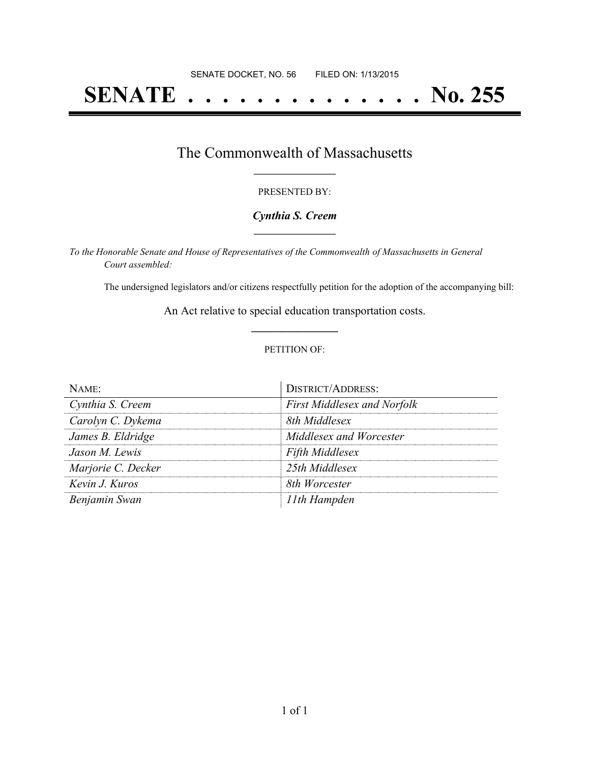SENATE DOCKET, NO. 56 FILED ON: 1/13/2015

# SENATE . . . . . . . . . . . . . . No. 255

## The Commonwealth of Massachusetts

PRESENTED BY:

***Cynthia S. Creem***

*To the Honorable Senate and House of Representatives of the Commonwealth of Massachusetts in General Court assembled:*

The undersigned legislators and/or citizens respectfully petition for the adoption of the accompanying bill:

An Act relative to special education transportation costs.

PETITION OF:

| NAME: | DISTRICT/ADDRESS: |
| --- | --- |
| *Cynthia S. Creem* | *First Middlesex and Norfolk* |
| *Carolyn C. Dykema* | *8th Middlesex* |
| *James B. Eldridge* | *Middlesex and Worcester* |
| *Jason M. Lewis* | *Fifth Middlesex* |
| *Marjorie C. Decker* | *25th Middlesex* |
| *Kevin J. Kuros* | *8th Worcester* |
| *Benjamin Swan* | *11th Hampden* |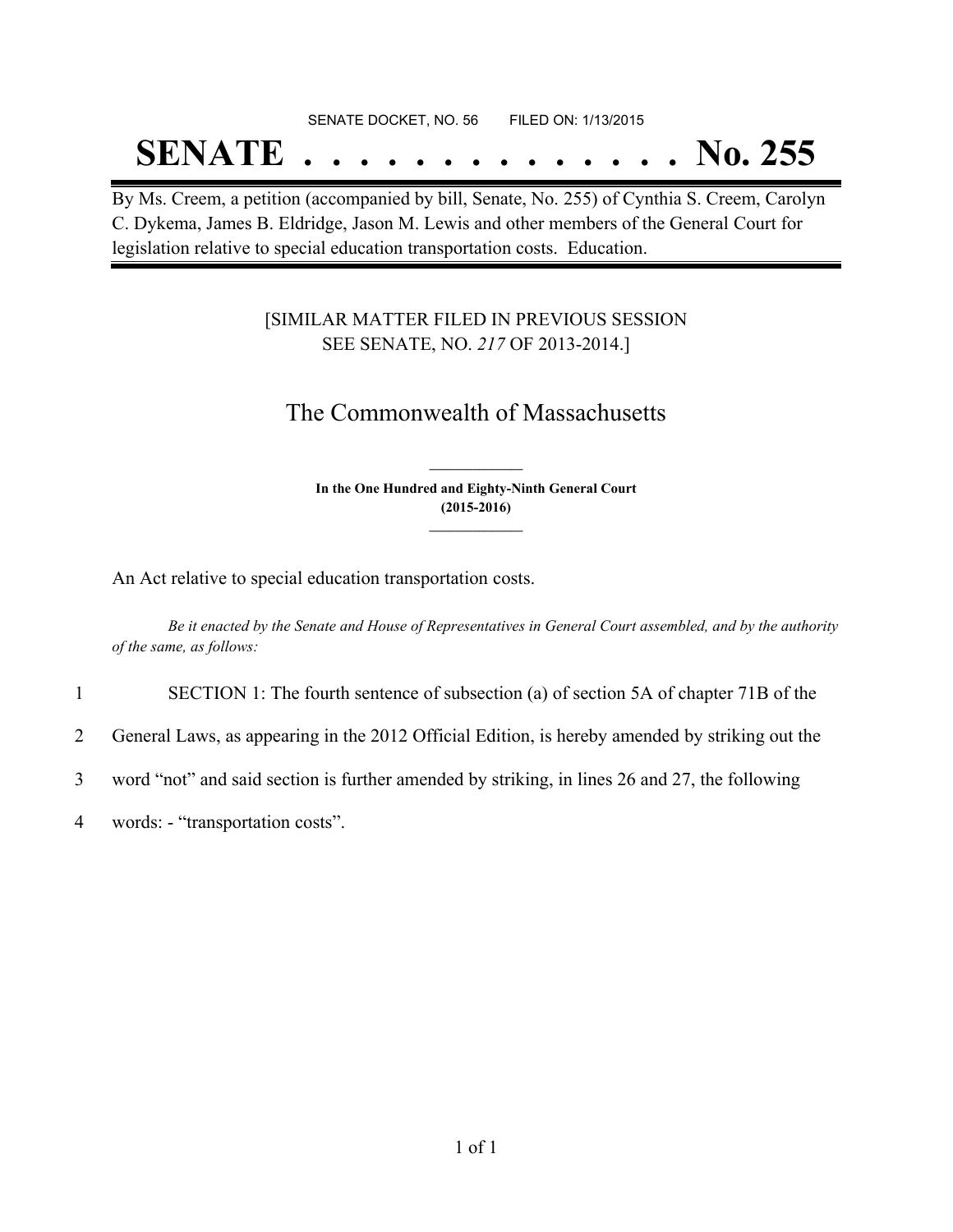SENATE DOCKET, NO. 56        FILED ON: 1/13/2015

# SENATE . . . . . . . . . . . . . . No. 255

By Ms. Creem, a petition (accompanied by bill, Senate, No. 255) of Cynthia S. Creem, Carolyn C. Dykema, James B. Eldridge, Jason M. Lewis and other members of the General Court for legislation relative to special education transportation costs. Education.

[SIMILAR MATTER FILED IN PREVIOUS SESSION SEE SENATE, NO. *217* OF 2013-2014.]

## The Commonwealth of Massachusetts

**In the One Hundred and Eighty-Ninth General Court (2015-2016)**

An Act relative to special education transportation costs.

*Be it enacted by the Senate and House of Representatives in General Court assembled, and by the authority of the same, as follows:*

1 SECTION 1: The fourth sentence of subsection (a) of section 5A of chapter 71B of the
2 General Laws, as appearing in the 2012 Official Edition, is hereby amended by striking out the
3 word "not" and said section is further amended by striking, in lines 26 and 27, the following
4 words: - "transportation costs".